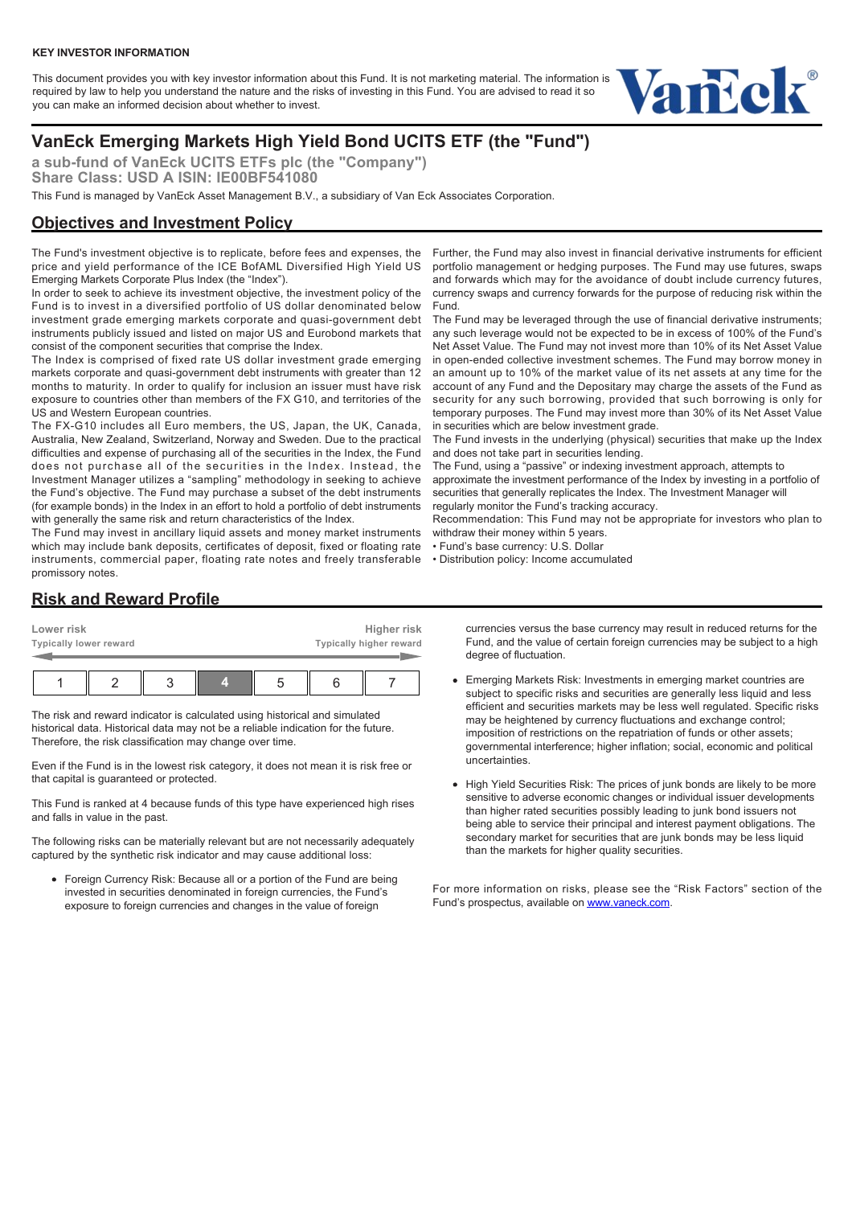**KEY INVESTOR INFORMATION**

This document provides you with key investor information about this Fund. It is not marketing material. The information is required by law to help you understand the nature and the risks of investing in this Fund. You are advised to read it so you can make an informed decision about whether to invest.

# VanEck Emerging Markets High Yield Bond UCITS ETF (the "Fund")

**a sub-fund of VanEck UCITS ETFs plc (the "Company")**
**Share Class: USD A ISIN: IE00BF541080**

This Fund is managed by VanEck Asset Management B.V., a subsidiary of Van Eck Associates Corporation.

## Objectives and Investment Policy

The Fund's investment objective is to replicate, before fees and expenses, the price and yield performance of the ICE BofAML Diversified High Yield US Emerging Markets Corporate Plus Index (the "Index").

In order to seek to achieve its investment objective, the investment policy of the Fund is to invest in a diversified portfolio of US dollar denominated below investment grade emerging markets corporate and quasi-government debt instruments publicly issued and listed on major US and Eurobond markets that consist of the component securities that comprise the Index.

The Index is comprised of fixed rate US dollar investment grade emerging markets corporate and quasi-government debt instruments with greater than 12 months to maturity. In order to qualify for inclusion an issuer must have risk exposure to countries other than members of the FX G10, and territories of the US and Western European countries.

The FX-G10 includes all Euro members, the US, Japan, the UK, Canada, Australia, New Zealand, Switzerland, Norway and Sweden. Due to the practical difficulties and expense of purchasing all of the securities in the Index, the Fund does not purchase all of the securities in the Index. Instead, the Investment Manager utilizes a "sampling" methodology in seeking to achieve the Fund's objective. The Fund may purchase a subset of the debt instruments (for example bonds) in the Index in an effort to hold a portfolio of debt instruments with generally the same risk and return characteristics of the Index.

The Fund may invest in ancillary liquid assets and money market instruments which may include bank deposits, certificates of deposit, fixed or floating rate instruments, commercial paper, floating rate notes and freely transferable promissory notes.

Further, the Fund may also invest in financial derivative instruments for efficient portfolio management or hedging purposes. The Fund may use futures, swaps and forwards which may for the avoidance of doubt include currency futures, currency swaps and currency forwards for the purpose of reducing risk within the Fund.

The Fund may be leveraged through the use of financial derivative instruments; any such leverage would not be expected to be in excess of 100% of the Fund's Net Asset Value. The Fund may not invest more than 10% of its Net Asset Value in open-ended collective investment schemes. The Fund may borrow money in an amount up to 10% of the market value of its net assets at any time for the account of any Fund and the Depositary may charge the assets of the Fund as security for any such borrowing, provided that such borrowing is only for temporary purposes. The Fund may invest more than 30% of its Net Asset Value in securities which are below investment grade.

The Fund invests in the underlying (physical) securities that make up the Index and does not take part in securities lending.

The Fund, using a "passive" or indexing investment approach, attempts to approximate the investment performance of the Index by investing in a portfolio of securities that generally replicates the Index. The Investment Manager will regularly monitor the Fund's tracking accuracy.

Recommendation: This Fund may not be appropriate for investors who plan to withdraw their money within 5 years.

- Fund's base currency: U.S. Dollar
- Distribution policy: Income accumulated

## Risk and Reward Profile

| Lower risk<br>Typically lower reward | | | | | | Higher risk<br>Typically higher reward |
|---|---|---|---|---|---|---|
| 1 | 2 | 3 | **4** | 5 | 6 | 7 |

The risk and reward indicator is calculated using historical and simulated historical data. Historical data may not be a reliable indication for the future. Therefore, the risk classification may change over time.

Even if the Fund is in the lowest risk category, it does not mean it is risk free or that capital is guaranteed or protected.

This Fund is ranked at 4 because funds of this type have experienced high rises and falls in value in the past.

The following risks can be materially relevant but are not necessarily adequately captured by the synthetic risk indicator and may cause additional loss:

- Foreign Currency Risk: Because all or a portion of the Fund are being invested in securities denominated in foreign currencies, the Fund's exposure to foreign currencies and changes in the value of foreign currencies versus the base currency may result in reduced returns for the Fund, and the value of certain foreign currencies may be subject to a high degree of fluctuation.

- Emerging Markets Risk: Investments in emerging market countries are subject to specific risks and securities are generally less liquid and less efficient and securities markets may be less well regulated. Specific risks may be heightened by currency fluctuations and exchange control; imposition of restrictions on the repatriation of funds or other assets; governmental interference; higher inflation; social, economic and political uncertainties.

- High Yield Securities Risk: The prices of junk bonds are likely to be more sensitive to adverse economic changes or individual issuer developments than higher rated securities possibly leading to junk bond issuers not being able to service their principal and interest payment obligations. The secondary market for securities that are junk bonds may be less liquid than the markets for higher quality securities.

For more information on risks, please see the "Risk Factors" section of the Fund's prospectus, available on www.vaneck.com.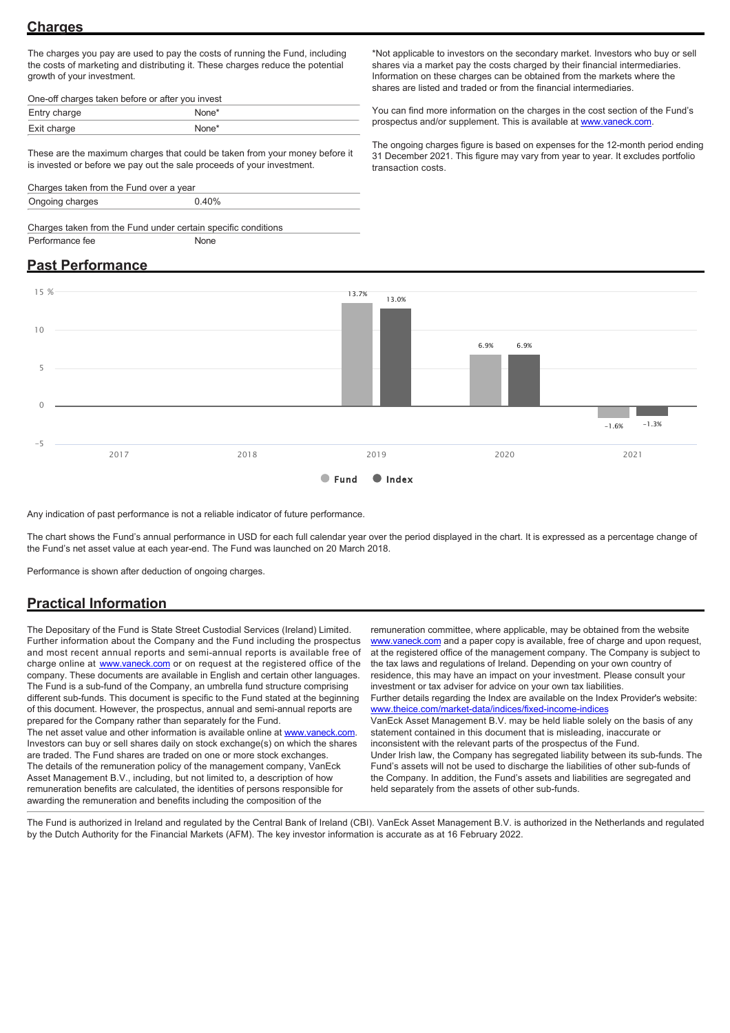## Charges

The charges you pay are used to pay the costs of running the Fund, including the costs of marketing and distributing it. These charges reduce the potential growth of your investment.

| One-off charges taken before or after you invest | |
|---|---|
| Entry charge | None* |
| Exit charge | None* |

These are the maximum charges that could be taken from your money before it is invested or before we pay out the sale proceeds of your investment.

| Charges taken from the Fund over a year | |
|---|---|
| Ongoing charges | 0.40% |

| Charges taken from the Fund under certain specific conditions | |
|---|---|
| Performance fee | None |

*Not applicable to investors on the secondary market. Investors who buy or sell shares via a market pay the costs charged by their financial intermediaries. Information on these charges can be obtained from the markets where the shares are listed and traded or from the financial intermediaries.

You can find more information on the charges in the cost section of the Fund's prospectus and/or supplement. This is available at www.vaneck.com.

The ongoing charges figure is based on expenses for the 12-month period ending 31 December 2021. This figure may vary from year to year. It excludes portfolio transaction costs.

## Past Performance

15 %
10
5
0
-5

2017
2018
2019
2020
2021

13.7%
13.0%
6.9%
6.9%
-1.6%
-1.3%

Fund
Index

Any indication of past performance is not a reliable indicator of future performance.

The chart shows the Fund's annual performance in USD for each full calendar year over the period displayed in the chart. It is expressed as a percentage change of the Fund's net asset value at each year-end. The Fund was launched on 20 March 2018.

Performance is shown after deduction of ongoing charges.

## Practical Information

The Depositary of the Fund is State Street Custodial Services (Ireland) Limited.
Further information about the Company and the Fund including the prospectus and most recent annual reports and semi-annual reports is available free of charge online at www.vaneck.com or on request at the registered office of the company. These documents are available in English and certain other languages.
The Fund is a sub-fund of the Company, an umbrella fund structure comprising different sub-funds. This document is specific to the Fund stated at the beginning of this document. However, the prospectus, annual and semi-annual reports are prepared for the Company rather than separately for the Fund.
The net asset value and other information is available online at www.vaneck.com.
Investors can buy or sell shares daily on stock exchange(s) on which the shares are traded. The Fund shares are traded on one or more stock exchanges.
The details of the remuneration policy of the management company, VanEck Asset Management B.V., including, but not limited to, a description of how remuneration benefits are calculated, the identities of persons responsible for awarding the remuneration and benefits including the composition of the remuneration committee, where applicable, may be obtained from the website www.vaneck.com and a paper copy is available, free of charge and upon request, at the registered office of the management company. The Company is subject to the tax laws and regulations of Ireland. Depending on your own country of residence, this may have an impact on your investment. Please consult your investment or tax adviser for advice on your own tax liabilities.
Further details regarding the Index are available on the Index Provider's website: www.theice.com/market-data/indices/fixed-income-indices
VanEck Asset Management B.V. may be held liable solely on the basis of any statement contained in this document that is misleading, inaccurate or inconsistent with the relevant parts of the prospectus of the Fund.
Under Irish law, the Company has segregated liability between its sub-funds. The Fund's assets will not be used to discharge the liabilities of other sub-funds of the Company. In addition, the Fund's assets and liabilities are segregated and held separately from the assets of other sub-funds.

The Fund is authorized in Ireland and regulated by the Central Bank of Ireland (CBI). VanEck Asset Management B.V. is authorized in the Netherlands and regulated by the Dutch Authority for the Financial Markets (AFM). The key investor information is accurate as at 16 February 2022.